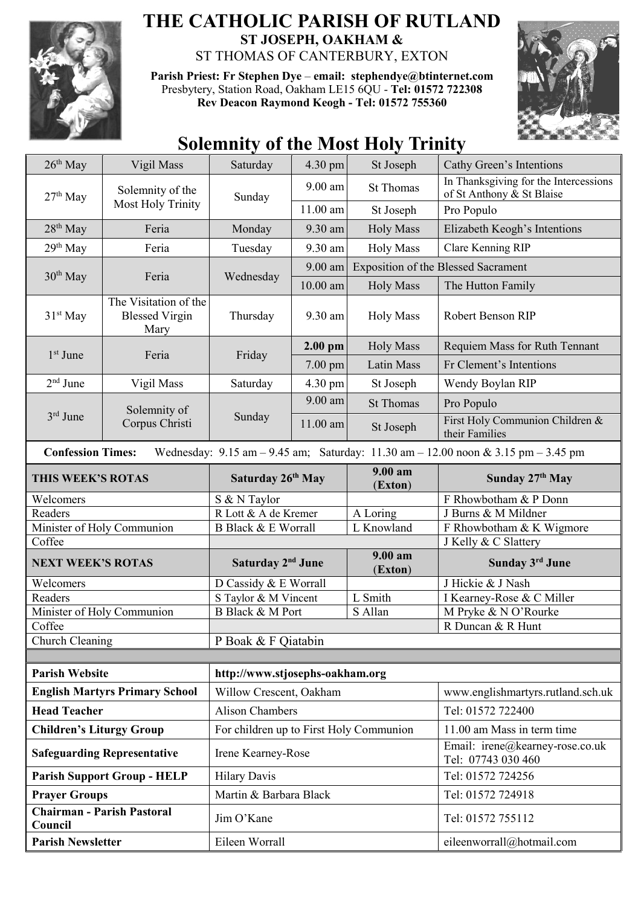# THE CATHOLIC PARISH OF RUTLAND

## ST JOSEPH, OAKHAM &

ST THOMAS OF CANTERBURY, EXTON

**Parish Priest: Fr Stephen Dye** – **email: stephendye@btinternet.com**
Presbytery, Station Road, Oakham LE15 6QU - **Tel: 01572 722308**
**Rev Deacon Raymond Keogh - Tel: 01572 755360**

# Solemnity of the Most Holy Trinity

| | | | | | |
|---|---|---|---|---|---|
| 26th May | Vigil Mass | Saturday | 4.30 pm | St Joseph | Cathy Green's Intentions |
| 27th May | Solemnity of the Most Holy Trinity | Sunday | 9.00 am | St Thomas | In Thanksgiving for the Intercessions of St Anthony & St Blaise |
| | | | 11.00 am | St Joseph | Pro Populo |
| 28th May | Feria | Monday | 9.30 am | Holy Mass | Elizabeth Keogh's Intentions |
| 29th May | Feria | Tuesday | 9.30 am | Holy Mass | Clare Kenning RIP |
| 30th May | Feria | Wednesday | 9.00 am | Exposition of the Blessed Sacrament | |
| | | | 10.00 am | Holy Mass | The Hutton Family |
| 31st May | The Visitation of the Blessed Virgin Mary | Thursday | 9.30 am | Holy Mass | Robert Benson RIP |
| 1st June | Feria | Friday | **2.00 pm** | Holy Mass | Requiem Mass for Ruth Tennant |
| | | | 7.00 pm | Latin Mass | Fr Clement's Intentions |
| 2nd June | Vigil Mass | Saturday | 4.30 pm | St Joseph | Wendy Boylan RIP |
| 3rd June | Solemnity of Corpus Christi | Sunday | 9.00 am | St Thomas | Pro Populo |
| | | | 11.00 am | St Joseph | First Holy Communion Children & their Families |

**Confession Times:** Wednesday: 9.15 am – 9.45 am; Saturday: 11.30 am – 12.00 noon & 3.15 pm – 3.45 pm

| **THIS WEEK'S ROTAS** | **Saturday 26th May** | **9.00 am (Exton)** | **Sunday 27th May** |
|---|---|---|---|
| Welcomers | S & N Taylor | | F Rhowbotham & P Donn |
| Readers | R Lott & A de Kremer | A Loring | J Burns & M Mildner |
| Minister of Holy Communion | B Black & E Worrall | L Knowland | F Rhowbotham & K Wigmore |
| Coffee | | | J Kelly & C Slattery |
| **NEXT WEEK'S ROTAS** | **Saturday 2nd June** | **9.00 am (Exton)** | **Sunday 3rd June** |
| Welcomers | D Cassidy & E Worrall | | J Hickie & J Nash |
| Readers | S Taylor & M Vincent | L Smith | I Kearney-Rose & C Miller |
| Minister of Holy Communion | B Black & M Port | S Allan | M Pryke & N O'Rourke |
| Coffee | | | R Duncan & R Hunt |
| Church Cleaning | P Boak & F Qiatabin | | |

| | | |
|---|---|---|
| **Parish Website** | **http://www.stjosephs-oakham.org** | |
| **English Martyrs Primary School** | Willow Crescent, Oakham | www.englishmartyrs.rutland.sch.uk |
| **Head Teacher** | Alison Chambers | Tel: 01572 722400 |
| **Children's Liturgy Group** | For children up to First Holy Communion | 11.00 am Mass in term time |
| **Safeguarding Representative** | Irene Kearney-Rose | Email: irene@kearney-rose.co.uk Tel: 07743 030 460 |
| **Parish Support Group - HELP** | Hilary Davis | Tel: 01572 724256 |
| **Prayer Groups** | Martin & Barbara Black | Tel: 01572 724918 |
| **Chairman - Parish Pastoral Council** | Jim O'Kane | Tel: 01572 755112 |
| **Parish Newsletter** | Eileen Worrall | eileenworrall@hotmail.com |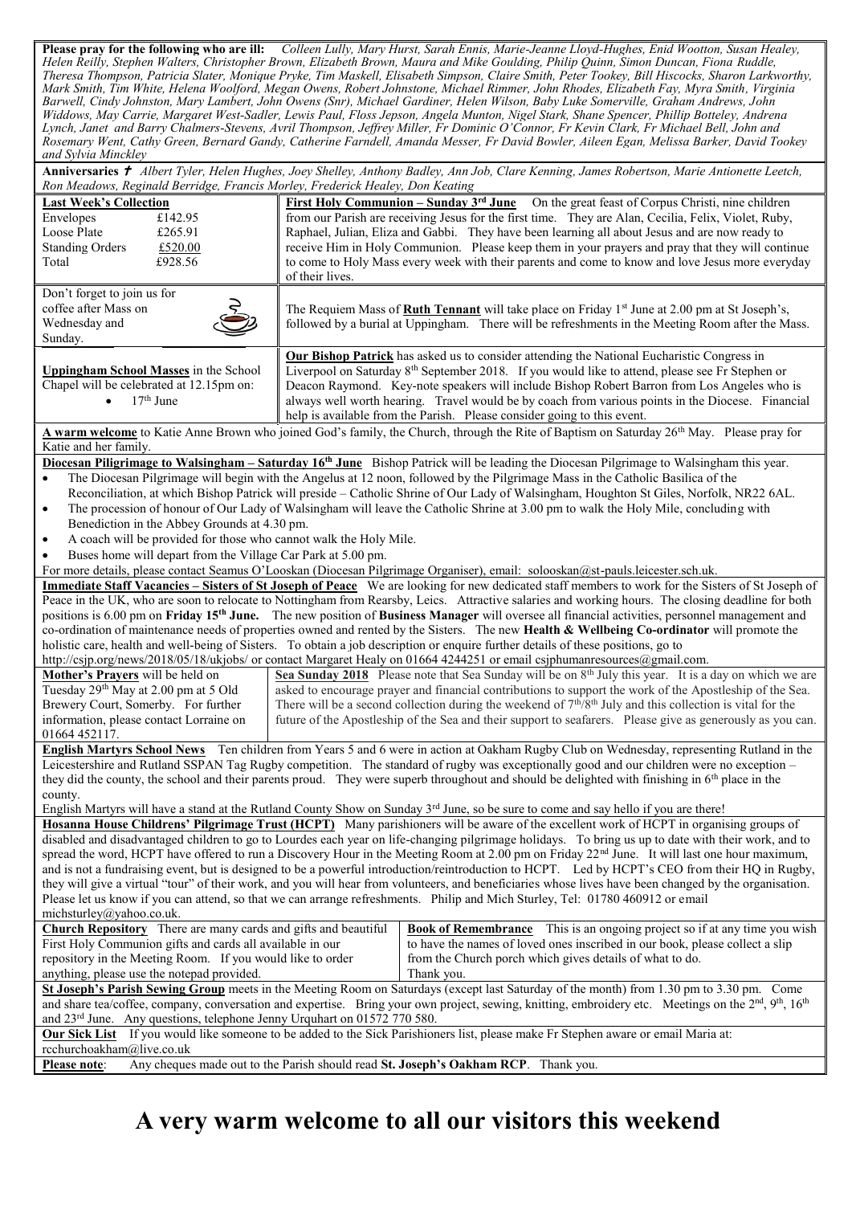**Please pray for the following who are ill:** *Colleen Lully, Mary Hurst, Sarah Ennis, Marie-Jeanne Lloyd-Hughes, Enid Wootton, Susan Healey, Helen Reilly, Stephen Walters, Christopher Brown, Elizabeth Brown, Maura and Mike Goulding, Philip Quinn, Simon Duncan, Fiona Ruddle, Theresa Thompson, Patricia Slater, Monique Pryke, Tim Maskell, Elisabeth Simpson, Claire Smith, Peter Tookey, Bill Hiscocks, Sharon Larkworthy, Mark Smith, Tim White, Helena Woolford, Megan Owens, Robert Johnstone, Michael Rimmer, John Rhodes, Elizabeth Fay, Myra Smith, Virginia Barwell, Cindy Johnston, Mary Lambert, John Owens (Snr), Michael Gardiner, Helen Wilson, Baby Luke Somerville, Graham Andrews, John Widdows, May Carrie, Margaret West-Sadler, Lewis Paul, Floss Jepson, Angela Munton, Nigel Stark, Shane Spencer, Phillip Botteley, Andrena Lynch, Janet and Barry Chalmers-Stevens, Avril Thompson, Jeffrey Miller, Fr Dominic O'Connor, Fr Kevin Clark, Fr Michael Bell, John and Rosemary Went, Cathy Green, Bernard Gandy, Catherine Farndell, Amanda Messer, Fr David Bowler, Aileen Egan, Melissa Barker, David Tookey and Sylvia Minckley*

**Anniversaries** ✝ *Albert Tyler, Helen Hughes, Joey Shelley, Anthony Badley, Ann Job, Clare Kenning, James Robertson, Marie Antionette Leetch, Ron Meadows, Reginald Berridge, Francis Morley, Frederick Healey, Don Keating*

**Last Week's Collection**

| | |
|---|---|
| Envelopes | £142.95 |
| Loose Plate | £265.91 |
| Standing Orders | £520.00 |
| Total | £928.56 |

**First Holy Communion – Sunday 3rd June** On the great feast of Corpus Christi, nine children from our Parish are receiving Jesus for the first time. They are Alan, Cecilia, Felix, Violet, Ruby, Raphael, Julian, Eliza and Gabbi. They have been learning all about Jesus and are now ready to receive Him in Holy Communion. Please keep them in your prayers and pray that they will continue to come to Holy Mass every week with their parents and come to know and love Jesus more everyday of their lives.

Don't forget to join us for coffee after Mass on Wednesday and Sunday.

The Requiem Mass of **Ruth Tennant** will take place on Friday 1st June at 2.00 pm at St Joseph's, followed by a burial at Uppingham. There will be refreshments in the Meeting Room after the Mass.

**Uppingham School Masses** in the School Chapel will be celebrated at 12.15pm on:

- 17th June

**Our Bishop Patrick** has asked us to consider attending the National Eucharistic Congress in Liverpool on Saturday 8th September 2018. If you would like to attend, please see Fr Stephen or Deacon Raymond. Key-note speakers will include Bishop Robert Barron from Los Angeles who is always well worth hearing. Travel would be by coach from various points in the Diocese. Financial help is available from the Parish. Please consider going to this event.

**A warm welcome** to Katie Anne Brown who joined God's family, the Church, through the Rite of Baptism on Saturday 26th May. Please pray for Katie and her family.

**Diocesan Piligrimage to Walsingham – Saturday 16th June** Bishop Patrick will be leading the Diocesan Pilgrimage to Walsingham this year.

- The Diocesan Pilgrimage will begin with the Angelus at 12 noon, followed by the Pilgrimage Mass in the Catholic Basilica of the Reconciliation, at which Bishop Patrick will preside – Catholic Shrine of Our Lady of Walsingham, Houghton St Giles, Norfolk, NR22 6AL.
- The procession of honour of Our Lady of Walsingham will leave the Catholic Shrine at 3.00 pm to walk the Holy Mile, concluding with Benediction in the Abbey Grounds at 4.30 pm.
- A coach will be provided for those who cannot walk the Holy Mile.
- Buses home will depart from the Village Car Park at 5.00 pm.

For more details, please contact Seamus O'Looskan (Diocesan Pilgrimage Organiser), email: solooskan@st-pauls.leicester.sch.uk.

**Immediate Staff Vacancies – Sisters of St Joseph of Peace** We are looking for new dedicated staff members to work for the Sisters of St Joseph of Peace in the UK, who are soon to relocate to Nottingham from Rearsby, Leics. Attractive salaries and working hours. The closing deadline for both positions is 6.00 pm on **Friday 15th June.** The new position of **Business Manager** will oversee all financial activities, personnel management and co-ordination of maintenance needs of properties owned and rented by the Sisters. The new **Health & Wellbeing Co-ordinator** will promote the holistic care, health and well-being of Sisters. To obtain a job description or enquire further details of these positions, go to http://csjp.org/news/2018/05/18/ukjobs/ or contact Margaret Healy on 01664 4244251 or email csjphumanresources@gmail.com.

**Mother's Prayers** will be held on Tuesday 29th May at 2.00 pm at 5 Old Brewery Court, Somerby. For further information, please contact Lorraine on 01664 452117.

**Sea Sunday 2018** Please note that Sea Sunday will be on 8th July this year. It is a day on which we are asked to encourage prayer and financial contributions to support the work of the Apostleship of the Sea. There will be a second collection during the weekend of 7th/8th July and this collection is vital for the future of the Apostleship of the Sea and their support to seafarers. Please give as generously as you can.

**English Martyrs School News** Ten children from Years 5 and 6 were in action at Oakham Rugby Club on Wednesday, representing Rutland in the Leicestershire and Rutland SSPAN Tag Rugby competition. The standard of rugby was exceptionally good and our children were no exception – they did the county, the school and their parents proud. They were superb throughout and should be delighted with finishing in 6th place in the county.

English Martyrs will have a stand at the Rutland County Show on Sunday 3rd June, so be sure to come and say hello if you are there!

**Hosanna House Childrens' Pilgrimage Trust (HCPT)** Many parishioners will be aware of the excellent work of HCPT in organising groups of disabled and disadvantaged children to go to Lourdes each year on life-changing pilgrimage holidays. To bring us up to date with their work, and to spread the word, HCPT have offered to run a Discovery Hour in the Meeting Room at 2.00 pm on Friday 22nd June. It will last one hour maximum, and is not a fundraising event, but is designed to be a powerful introduction/reintroduction to HCPT. Led by HCPT's CEO from their HQ in Rugby, they will give a virtual "tour" of their work, and you will hear from volunteers, and beneficiaries whose lives have been changed by the organisation. Please let us know if you can attend, so that we can arrange refreshments. Philip and Mich Sturley, Tel: 01780 460912 or email michsturley@yahoo.co.uk.

**Church Repository** There are many cards and gifts and beautiful First Holy Communion gifts and cards all available in our repository in the Meeting Room. If you would like to order anything, please use the notepad provided.

**Book of Remembrance** This is an ongoing project so if at any time you wish to have the names of loved ones inscribed in our book, please collect a slip from the Church porch which gives details of what to do. Thank you.

**St Joseph's Parish Sewing Group** meets in the Meeting Room on Saturdays (except last Saturday of the month) from 1.30 pm to 3.30 pm. Come and share tea/coffee, company, conversation and expertise. Bring your own project, sewing, knitting, embroidery etc. Meetings on the 2nd, 9th, 16th and 23rd June. Any questions, telephone Jenny Urquhart on 01572 770 580.

**Our Sick List** If you would like someone to be added to the Sick Parishioners list, please make Fr Stephen aware or email Maria at: rcchurchoakham@live.co.uk

**Please note**: Any cheques made out to the Parish should read **St. Joseph's Oakham RCP**. Thank you.

# A very warm welcome to all our visitors this weekend